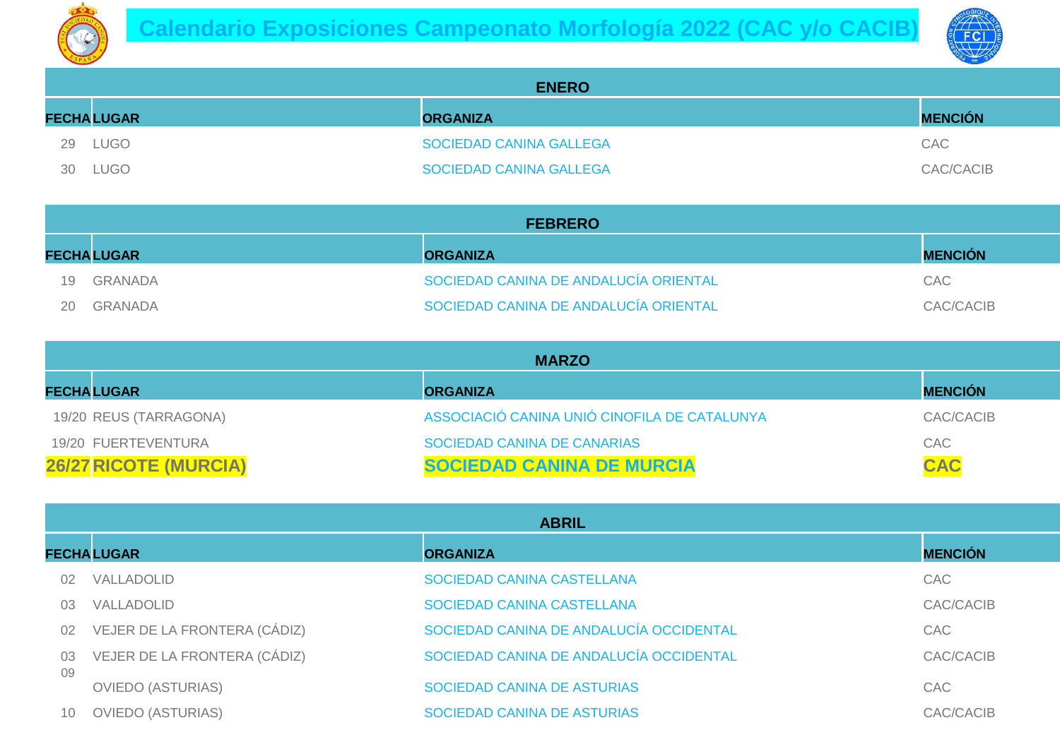# Calendario Exposiciones Campeonato Morfología 2022 (CAC y/o CACIB)

## ENERO

| FECHA | LUGAR | ORGANIZA | MENCIÓN |
|---|---|---|---|
| 29 | LUGO | SOCIEDAD CANINA GALLEGA | CAC |
| 30 | LUGO | SOCIEDAD CANINA GALLEGA | CAC/CACIB |

## FEBRERO

| FECHA | LUGAR | ORGANIZA | MENCIÓN |
|---|---|---|---|
| 19 | GRANADA | SOCIEDAD CANINA DE ANDALUCÍA ORIENTAL | CAC |
| 20 | GRANADA | SOCIEDAD CANINA DE ANDALUCÍA ORIENTAL | CAC/CACIB |

## MARZO

| FECHA | LUGAR | ORGANIZA | MENCIÓN |
|---|---|---|---|
| 19/20 | REUS (TARRAGONA) | ASSOCIACIÓ CANINA UNIÓ CINOFILA DE CATALUNYA | CAC/CACIB |
| 19/20 | FUERTEVENTURA | SOCIEDAD CANINA DE CANARIAS | CAC |
| **26/27** | **RICOTE (MURCIA)** | **SOCIEDAD CANINA DE MURCIA** | **CAC** |

## ABRIL

| FECHA | LUGAR | ORGANIZA | MENCIÓN |
|---|---|---|---|
| 02 | VALLADOLID | SOCIEDAD CANINA CASTELLANA | CAC |
| 03 | VALLADOLID | SOCIEDAD CANINA CASTELLANA | CAC/CACIB |
| 02 | VEJER DE LA FRONTERA (CÁDIZ) | SOCIEDAD CANINA DE ANDALUCÍA OCCIDENTAL | CAC |
| 03 | VEJER DE LA FRONTERA (CÁDIZ) | SOCIEDAD CANINA DE ANDALUCÍA OCCIDENTAL | CAC/CACIB |
| 09 | OVIEDO (ASTURIAS) | SOCIEDAD CANINA DE ASTURIAS | CAC |
| 10 | OVIEDO (ASTURIAS) | SOCIEDAD CANINA DE ASTURIAS | CAC/CACIB |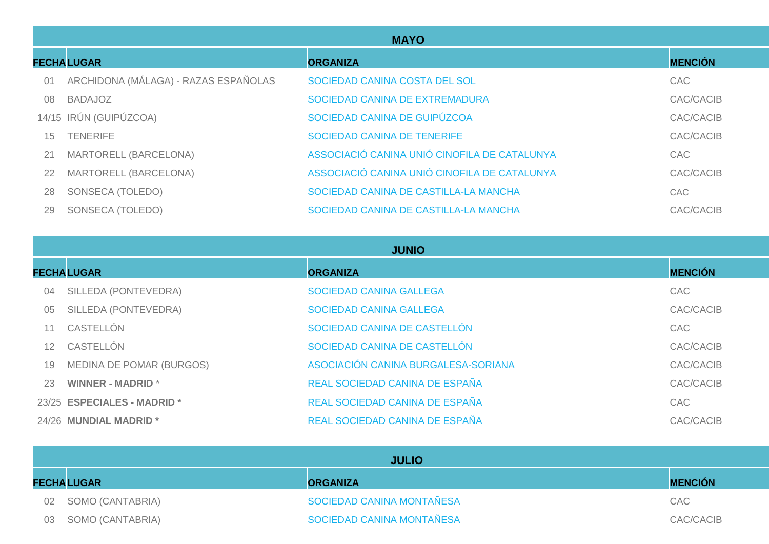## MAYO

| FECHA | LUGAR | ORGANIZA | MENCIÓN |
|---|---|---|---|
| 01 | ARCHIDONA (MÁLAGA) - RAZAS ESPAÑOLAS | SOCIEDAD CANINA COSTA DEL SOL | CAC |
| 08 | BADAJOZ | SOCIEDAD CANINA DE EXTREMADURA | CAC/CACIB |
| 14/15 | IRÚN (GUIPÚZCOA) | SOCIEDAD CANINA DE GUIPÚZCOA | CAC/CACIB |
| 15 | TENERIFE | SOCIEDAD CANINA DE TENERIFE | CAC/CACIB |
| 21 | MARTORELL (BARCELONA) | ASSOCIACIÓ CANINA UNIÓ CINOFILA DE CATALUNYA | CAC |
| 22 | MARTORELL (BARCELONA) | ASSOCIACIÓ CANINA UNIÓ CINOFILA DE CATALUNYA | CAC/CACIB |
| 28 | SONSECA (TOLEDO) | SOCIEDAD CANINA DE CASTILLA-LA MANCHA | CAC |
| 29 | SONSECA (TOLEDO) | SOCIEDAD CANINA DE CASTILLA-LA MANCHA | CAC/CACIB |

## JUNIO

| FECHA | LUGAR | ORGANIZA | MENCIÓN |
|---|---|---|---|
| 04 | SILLEDA (PONTEVEDRA) | SOCIEDAD CANINA GALLEGA | CAC |
| 05 | SILLEDA (PONTEVEDRA) | SOCIEDAD CANINA GALLEGA | CAC/CACIB |
| 11 | CASTELLÓN | SOCIEDAD CANINA DE CASTELLÓN | CAC |
| 12 | CASTELLÓN | SOCIEDAD CANINA DE CASTELLÓN | CAC/CACIB |
| 19 | MEDINA DE POMAR (BURGOS) | ASOCIACIÓN CANINA BURGALESA-SORIANA | CAC/CACIB |
| 23 | **WINNER - MADRID** * | REAL SOCIEDAD CANINA DE ESPAÑA | CAC/CACIB |
| 23/25 | **ESPECIALES - MADRID *** | REAL SOCIEDAD CANINA DE ESPAÑA | CAC |
| 24/26 | **MUNDIAL MADRID *** | REAL SOCIEDAD CANINA DE ESPAÑA | CAC/CACIB |

## JULIO

| FECHA | LUGAR | ORGANIZA | MENCIÓN |
|---|---|---|---|
| 02 | SOMO (CANTABRIA) | SOCIEDAD CANINA MONTAÑESA | CAC |
| 03 | SOMO (CANTABRIA) | SOCIEDAD CANINA MONTAÑESA | CAC/CACIB |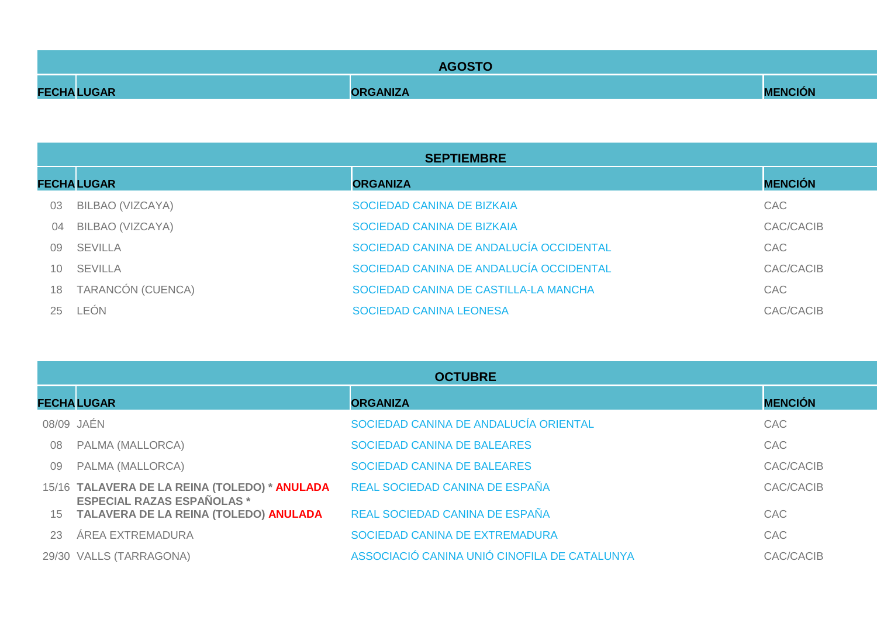## AGOSTO

| FECHA | LUGAR | ORGANIZA | MENCIÓN |
| --- | --- | --- | --- |

## SEPTIEMBRE

| FECHA | LUGAR | ORGANIZA | MENCIÓN |
| --- | --- | --- | --- |
| 03 | BILBAO (VIZCAYA) | SOCIEDAD CANINA DE BIZKAIA | CAC |
| 04 | BILBAO (VIZCAYA) | SOCIEDAD CANINA DE BIZKAIA | CAC/CACIB |
| 09 | SEVILLA | SOCIEDAD CANINA DE ANDALUCÍA OCCIDENTAL | CAC |
| 10 | SEVILLA | SOCIEDAD CANINA DE ANDALUCÍA OCCIDENTAL | CAC/CACIB |
| 18 | TARANCÓN (CUENCA) | SOCIEDAD CANINA DE CASTILLA-LA MANCHA | CAC |
| 25 | LEÓN | SOCIEDAD CANINA LEONESA | CAC/CACIB |

## OCTUBRE

| FECHA | LUGAR | ORGANIZA | MENCIÓN |
| --- | --- | --- | --- |
| 08/09 | JAÉN | SOCIEDAD CANINA DE ANDALUCÍA ORIENTAL | CAC |
| 08 | PALMA (MALLORCA) | SOCIEDAD CANINA DE BALEARES | CAC |
| 09 | PALMA (MALLORCA) | SOCIEDAD CANINA DE BALEARES | CAC/CACIB |
| 15/16 | **TALAVERA DE LA REINA (TOLEDO) * ANULADA** **ESPECIAL RAZAS ESPAÑOLAS *** | REAL SOCIEDAD CANINA DE ESPAÑA | CAC/CACIB |
| 15 | **TALAVERA DE LA REINA (TOLEDO) ANULADA** | REAL SOCIEDAD CANINA DE ESPAÑA | CAC |
| 23 | ÁREA EXTREMADURA | SOCIEDAD CANINA DE EXTREMADURA | CAC |
| 29/30 | VALLS (TARRAGONA) | ASSOCIACIÓ CANINA UNIÓ CINOFILA DE CATALUNYA | CAC/CACIB |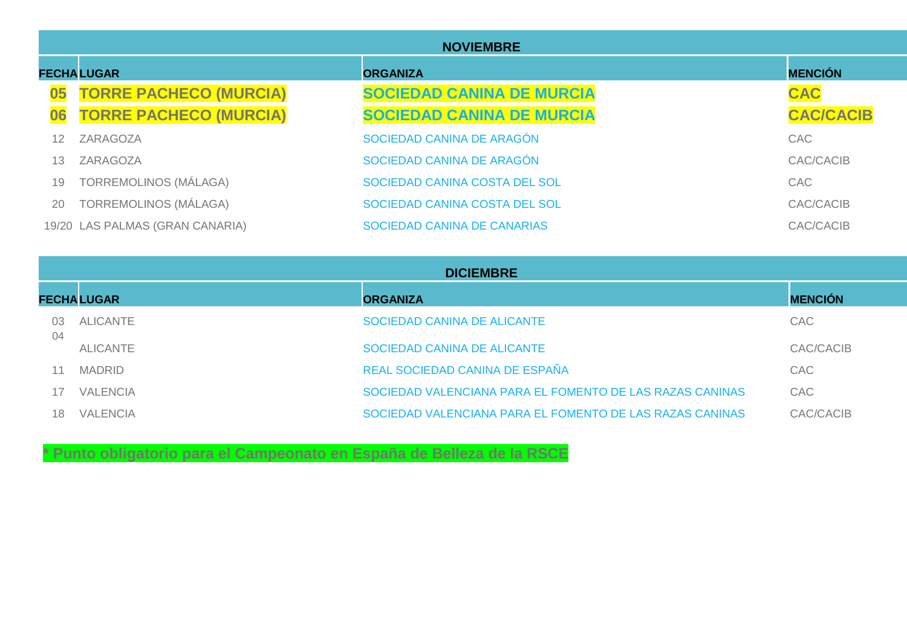## NOVIEMBRE

| FECHA | LUGAR | ORGANIZA | MENCIÓN |
|---|---|---|---|
| **05** | **TORRE PACHECO (MURCIA)** | **SOCIEDAD CANINA DE MURCIA** | **CAC** |
| **06** | **TORRE PACHECO (MURCIA)** | **SOCIEDAD CANINA DE MURCIA** | **CAC/CACIB** |
| 12 | ZARAGOZA | SOCIEDAD CANINA DE ARAGÓN | CAC |
| 13 | ZARAGOZA | SOCIEDAD CANINA DE ARAGÓN | CAC/CACIB |
| 19 | TORREMOLINOS (MÁLAGA) | SOCIEDAD CANINA COSTA DEL SOL | CAC |
| 20 | TORREMOLINOS (MÁLAGA) | SOCIEDAD CANINA COSTA DEL SOL | CAC/CACIB |
| 19/20 | LAS PALMAS (GRAN CANARIA) | SOCIEDAD CANINA DE CANARIAS | CAC/CACIB |

## DICIEMBRE

| FECHA | LUGAR | ORGANIZA | MENCIÓN |
|---|---|---|---|
| 03 | ALICANTE | SOCIEDAD CANINA DE ALICANTE | CAC |
| 04 | ALICANTE | SOCIEDAD CANINA DE ALICANTE | CAC/CACIB |
| 11 | MADRID | REAL SOCIEDAD CANINA DE ESPAÑA | CAC |
| 17 | VALENCIA | SOCIEDAD VALENCIANA PARA EL FOMENTO DE LAS RAZAS CANINAS | CAC |
| 18 | VALENCIA | SOCIEDAD VALENCIANA PARA EL FOMENTO DE LAS RAZAS CANINAS | CAC/CACIB |

**\* Punto obligatorio para el Campeonato en España de Belleza de la RSCE**